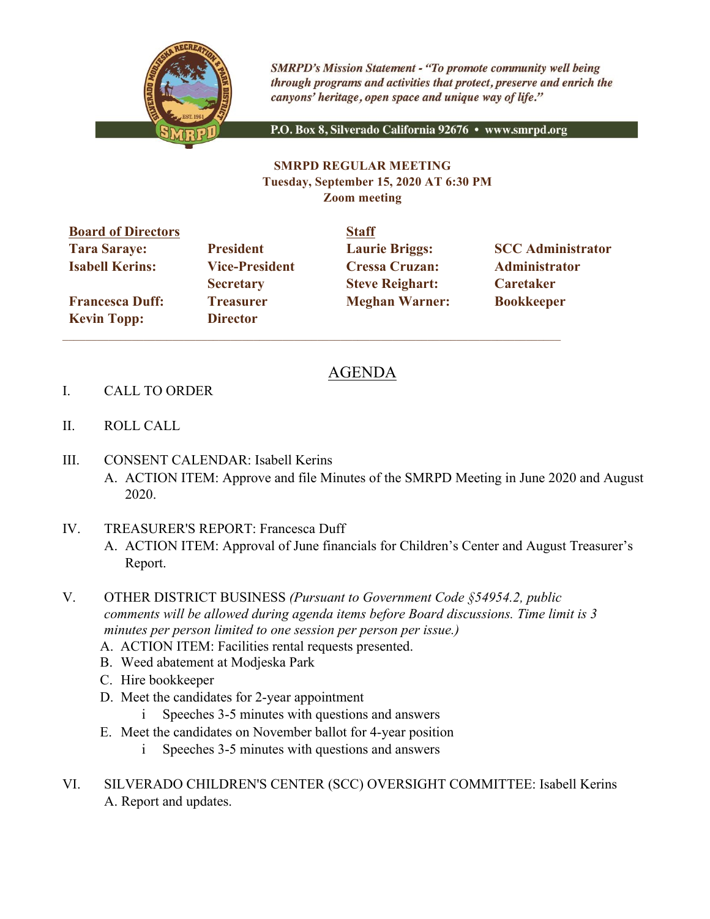*SMRPD's Mission Statement - "To promote community well being through programs and activities that protect, preserve and enrich the canyons' heritage, open space and unique way of life."*

**P.O. Box 8, Silverado California 92676 • www.smrpd.org**

**SMRPD REGULAR MEETING**
**Tuesday, September 15, 2020 AT 6:30 PM**
**Zoom meeting**

| **Board of Directors** | | **Staff** | |
|---|---|---|---|
| **Tara Saraye:** | **President** | **Laurie Briggs:** | **SCC Administrator** |
| **Isabell Kerins:** | **Vice-President** | **Cressa Cruzan:** | **Administrator** |
| | **Secretary** | **Steve Reighart:** | **Caretaker** |
| **Francesca Duff:** | **Treasurer** | **Meghan Warner:** | **Bookkeeper** |
| **Kevin Topp:** | **Director** | | |

---

## AGENDA

I. CALL TO ORDER

II. ROLL CALL

III. CONSENT CALENDAR: Isabell Kerins
   A. ACTION ITEM: Approve and file Minutes of the SMRPD Meeting in June 2020 and August 2020.

IV. TREASURER'S REPORT: Francesca Duff
   A. ACTION ITEM: Approval of June financials for Children's Center and August Treasurer's Report.

V. OTHER DISTRICT BUSINESS *(Pursuant to Government Code §54954.2, public comments will be allowed during agenda items before Board discussions. Time limit is 3 minutes per person limited to one session per person per issue.)*
   A. ACTION ITEM: Facilities rental requests presented.
   B. Weed abatement at Modjeska Park
   C. Hire bookkeeper
   D. Meet the candidates for 2-year appointment
      i Speeches 3-5 minutes with questions and answers
   E. Meet the candidates on November ballot for 4-year position
      i Speeches 3-5 minutes with questions and answers

VI. SILVERADO CHILDREN'S CENTER (SCC) OVERSIGHT COMMITTEE: Isabell Kerins
   A. Report and updates.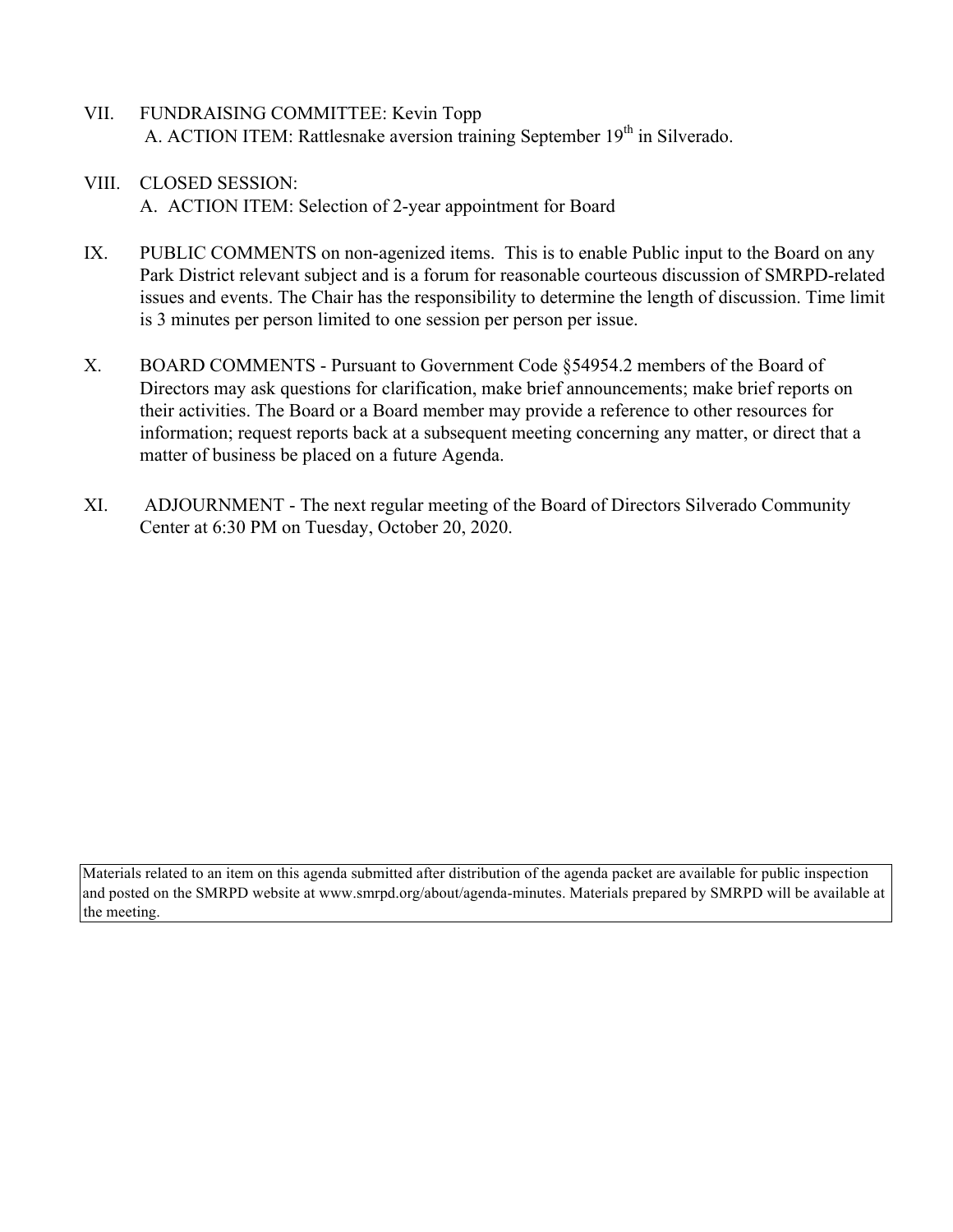VII. FUNDRAISING COMMITTEE: Kevin Topp
   A. ACTION ITEM: Rattlesnake aversion training September 19th in Silverado.

VIII. CLOSED SESSION:
   A. ACTION ITEM: Selection of 2-year appointment for Board

IX. PUBLIC COMMENTS on non-agenized items. This is to enable Public input to the Board on any Park District relevant subject and is a forum for reasonable courteous discussion of SMRPD-related issues and events. The Chair has the responsibility to determine the length of discussion. Time limit is 3 minutes per person limited to one session per person per issue.

X. BOARD COMMENTS - Pursuant to Government Code §54954.2 members of the Board of Directors may ask questions for clarification, make brief announcements; make brief reports on their activities. The Board or a Board member may provide a reference to other resources for information; request reports back at a subsequent meeting concerning any matter, or direct that a matter of business be placed on a future Agenda.

XI. ADJOURNMENT - The next regular meeting of the Board of Directors Silverado Community Center at 6:30 PM on Tuesday, October 20, 2020.

Materials related to an item on this agenda submitted after distribution of the agenda packet are available for public inspection and posted on the SMRPD website at www.smrpd.org/about/agenda-minutes. Materials prepared by SMRPD will be available at the meeting.